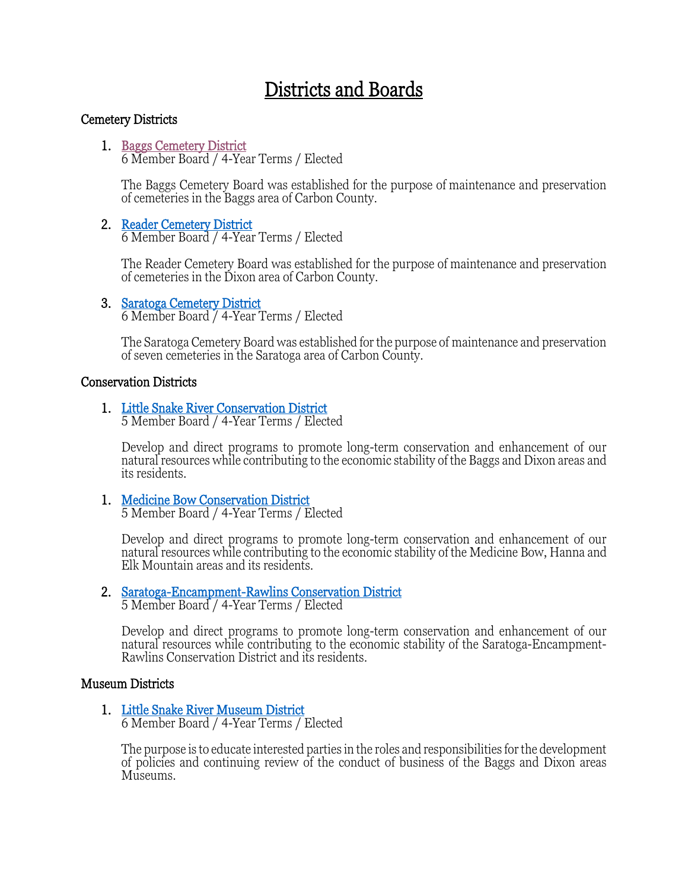# Districts and Boards

## Cemetery Districts

1. Baggs Cemetery District
   6 Member Board / 4-Year Terms / Elected

   The Baggs Cemetery Board was established for the purpose of maintenance and preservation of cemeteries in the Baggs area of Carbon County.

2. Reader Cemetery District
   6 Member Board / 4-Year Terms / Elected

   The Reader Cemetery Board was established for the purpose of maintenance and preservation of cemeteries in the Dixon area of Carbon County.

3. Saratoga Cemetery District
   6 Member Board / 4-Year Terms / Elected

   The Saratoga Cemetery Board was established for the purpose of maintenance and preservation of seven cemeteries in the Saratoga area of Carbon County.

## Conservation Districts

1. Little Snake River Conservation District
   5 Member Board / 4-Year Terms / Elected

   Develop and direct programs to promote long-term conservation and enhancement of our natural resources while contributing to the economic stability of the Baggs and Dixon areas and its residents.

1. Medicine Bow Conservation District
   5 Member Board / 4-Year Terms / Elected

   Develop and direct programs to promote long-term conservation and enhancement of our natural resources while contributing to the economic stability of the Medicine Bow, Hanna and Elk Mountain areas and its residents.

2. Saratoga-Encampment-Rawlins Conservation District
   5 Member Board / 4-Year Terms / Elected

   Develop and direct programs to promote long-term conservation and enhancement of our natural resources while contributing to the economic stability of the Saratoga-Encampment-Rawlins Conservation District and its residents.

## Museum Districts

1. Little Snake River Museum District
   6 Member Board / 4-Year Terms / Elected

   The purpose is to educate interested parties in the roles and responsibilities for the development of policies and continuing review of the conduct of business of the Baggs and Dixon areas Museums.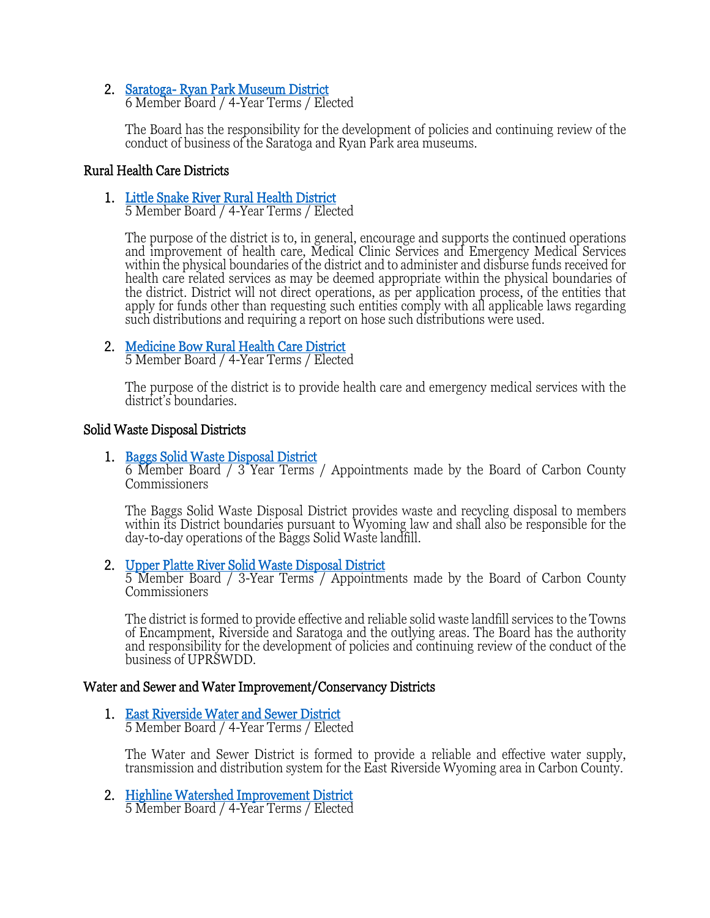2. [Saratoga- Ryan Park Museum District]
   6 Member Board / 4-Year Terms / Elected

   The Board has the responsibility for the development of policies and continuing review of the conduct of business of the Saratoga and Ryan Park area museums.

### Rural Health Care Districts

1. [Little Snake River Rural Health District]
   5 Member Board / 4-Year Terms / Elected

   The purpose of the district is to, in general, encourage and supports the continued operations and improvement of health care, Medical Clinic Services and Emergency Medical Services within the physical boundaries of the district and to administer and disburse funds received for health care related services as may be deemed appropriate within the physical boundaries of the district. District will not direct operations, as per application process, of the entities that apply for funds other than requesting such entities comply with all applicable laws regarding such distributions and requiring a report on hose such distributions were used.

2. [Medicine Bow Rural Health Care District]
   5 Member Board / 4-Year Terms / Elected

   The purpose of the district is to provide health care and emergency medical services with the district's boundaries.

### Solid Waste Disposal Districts

1. [Baggs Solid Waste Disposal District]
   6 Member Board / 3 Year Terms / Appointments made by the Board of Carbon County Commissioners

   The Baggs Solid Waste Disposal District provides waste and recycling disposal to members within its District boundaries pursuant to Wyoming law and shall also be responsible for the day-to-day operations of the Baggs Solid Waste landfill.

2. [Upper Platte River Solid Waste Disposal District]
   5 Member Board / 3-Year Terms / Appointments made by the Board of Carbon County Commissioners

   The district is formed to provide effective and reliable solid waste landfill services to the Towns of Encampment, Riverside and Saratoga and the outlying areas. The Board has the authority and responsibility for the development of policies and continuing review of the conduct of the business of UPRSWDD.

### Water and Sewer and Water Improvement/Conservancy Districts

1. [East Riverside Water and Sewer District]
   5 Member Board / 4-Year Terms / Elected

   The Water and Sewer District is formed to provide a reliable and effective water supply, transmission and distribution system for the East Riverside Wyoming area in Carbon County.

2. [Highline Watershed Improvement District]
   5 Member Board / 4-Year Terms / Elected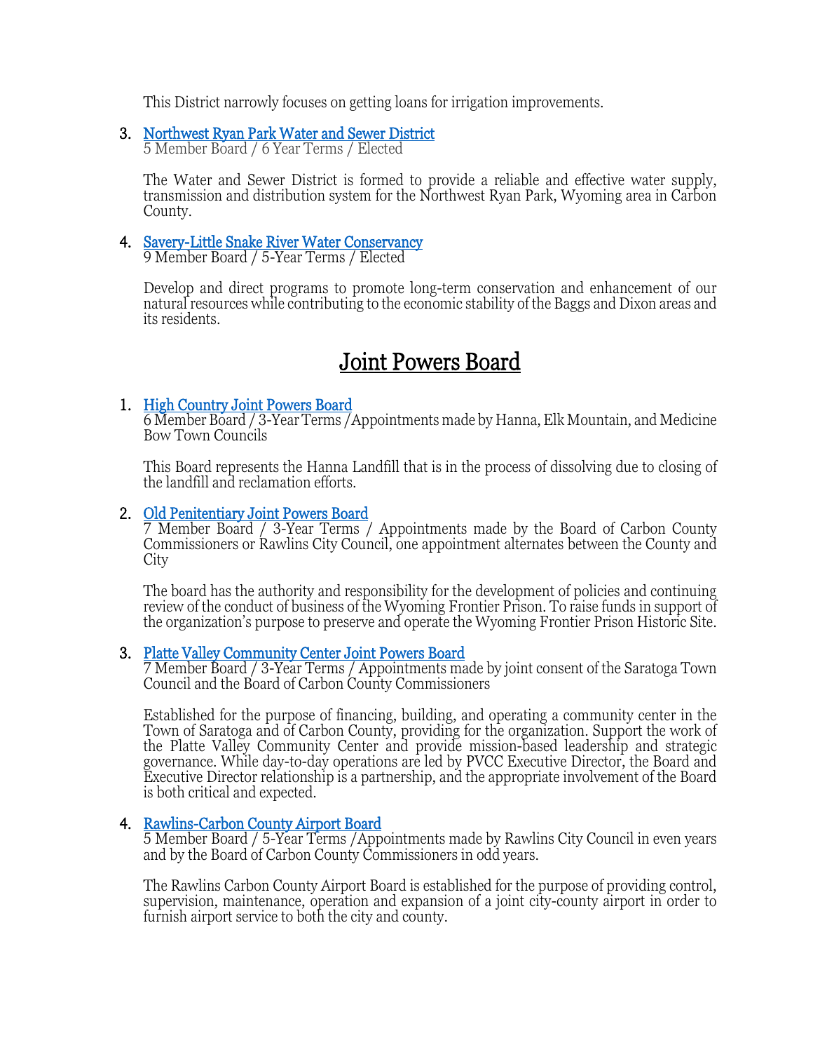This District narrowly focuses on getting loans for irrigation improvements.

3. Northwest Ryan Park Water and Sewer District
   5 Member Board / 6 Year Terms / Elected

   The Water and Sewer District is formed to provide a reliable and effective water supply, transmission and distribution system for the Northwest Ryan Park, Wyoming area in Carbon County.

4. Savery-Little Snake River Water Conservancy
   9 Member Board / 5-Year Terms / Elected

   Develop and direct programs to promote long-term conservation and enhancement of our natural resources while contributing to the economic stability of the Baggs and Dixon areas and its residents.

# Joint Powers Board

1. High Country Joint Powers Board
   6 Member Board / 3-Year Terms /Appointments made by Hanna, Elk Mountain, and Medicine Bow Town Councils

   This Board represents the Hanna Landfill that is in the process of dissolving due to closing of the landfill and reclamation efforts.

2. Old Penitentiary Joint Powers Board
   7 Member Board / 3-Year Terms / Appointments made by the Board of Carbon County Commissioners or Rawlins City Council, one appointment alternates between the County and City

   The board has the authority and responsibility for the development of policies and continuing review of the conduct of business of the Wyoming Frontier Prison. To raise funds in support of the organization's purpose to preserve and operate the Wyoming Frontier Prison Historic Site.

3. Platte Valley Community Center Joint Powers Board
   7 Member Board / 3-Year Terms / Appointments made by joint consent of the Saratoga Town Council and the Board of Carbon County Commissioners

   Established for the purpose of financing, building, and operating a community center in the Town of Saratoga and of Carbon County, providing for the organization. Support the work of the Platte Valley Community Center and provide mission-based leadership and strategic governance. While day-to-day operations are led by PVCC Executive Director, the Board and Executive Director relationship is a partnership, and the appropriate involvement of the Board is both critical and expected.

4. Rawlins-Carbon County Airport Board
   5 Member Board / 5-Year Terms /Appointments made by Rawlins City Council in even years and by the Board of Carbon County Commissioners in odd years.

   The Rawlins Carbon County Airport Board is established for the purpose of providing control, supervision, maintenance, operation and expansion of a joint city-county airport in order to furnish airport service to both the city and county.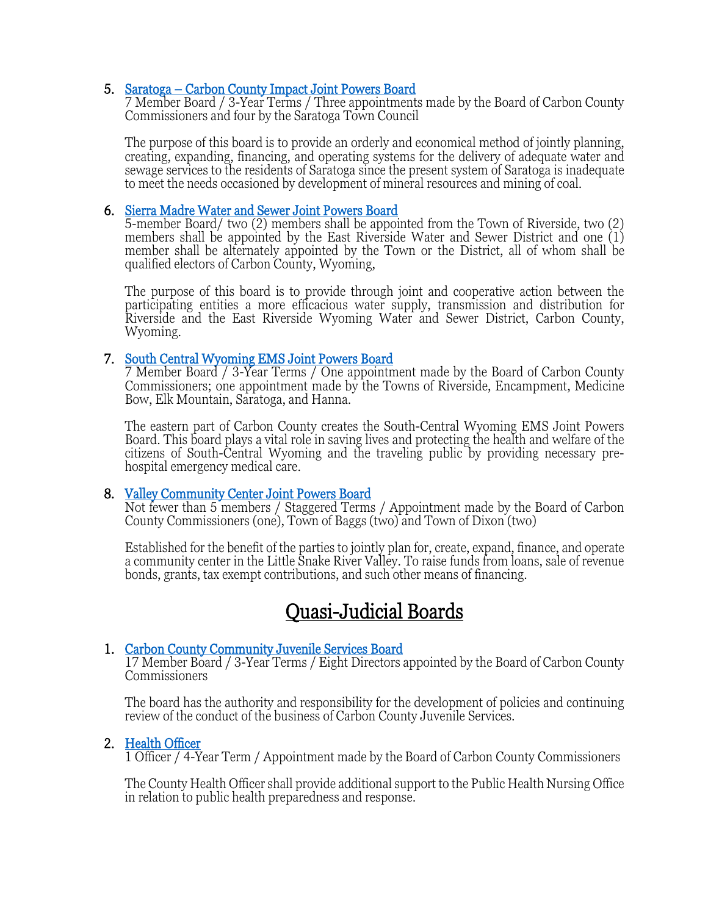5. [Saratoga – Carbon County Impact Joint Powers Board]
   7 Member Board / 3-Year Terms / Three appointments made by the Board of Carbon County Commissioners and four by the Saratoga Town Council

   The purpose of this board is to provide an orderly and economical method of jointly planning, creating, expanding, financing, and operating systems for the delivery of adequate water and sewage services to the residents of Saratoga since the present system of Saratoga is inadequate to meet the needs occasioned by development of mineral resources and mining of coal.

6. [Sierra Madre Water and Sewer Joint Powers Board]
   5-member Board/ two (2) members shall be appointed from the Town of Riverside, two (2) members shall be appointed by the East Riverside Water and Sewer District and one (1) member shall be alternately appointed by the Town or the District, all of whom shall be qualified electors of Carbon County, Wyoming,

   The purpose of this board is to provide through joint and cooperative action between the participating entities a more efficacious water supply, transmission and distribution for Riverside and the East Riverside Wyoming Water and Sewer District, Carbon County, Wyoming.

7. [South Central Wyoming EMS Joint Powers Board]
   7 Member Board / 3-Year Terms / One appointment made by the Board of Carbon County Commissioners; one appointment made by the Towns of Riverside, Encampment, Medicine Bow, Elk Mountain, Saratoga, and Hanna.

   The eastern part of Carbon County creates the South-Central Wyoming EMS Joint Powers Board. This board plays a vital role in saving lives and protecting the health and welfare of the citizens of South-Central Wyoming and the traveling public by providing necessary pre-hospital emergency medical care.

8. [Valley Community Center Joint Powers Board]
   Not fewer than 5 members / Staggered Terms / Appointment made by the Board of Carbon County Commissioners (one), Town of Baggs (two) and Town of Dixon (two)

   Established for the benefit of the parties to jointly plan for, create, expand, finance, and operate a community center in the Little Snake River Valley. To raise funds from loans, sale of revenue bonds, grants, tax exempt contributions, and such other means of financing.

# Quasi-Judicial Boards

1. [Carbon County Community Juvenile Services Board]
   17 Member Board / 3-Year Terms / Eight Directors appointed by the Board of Carbon County Commissioners

   The board has the authority and responsibility for the development of policies and continuing review of the conduct of the business of Carbon County Juvenile Services.

2. [Health Officer]
   1 Officer / 4-Year Term / Appointment made by the Board of Carbon County Commissioners

   The County Health Officer shall provide additional support to the Public Health Nursing Office in relation to public health preparedness and response.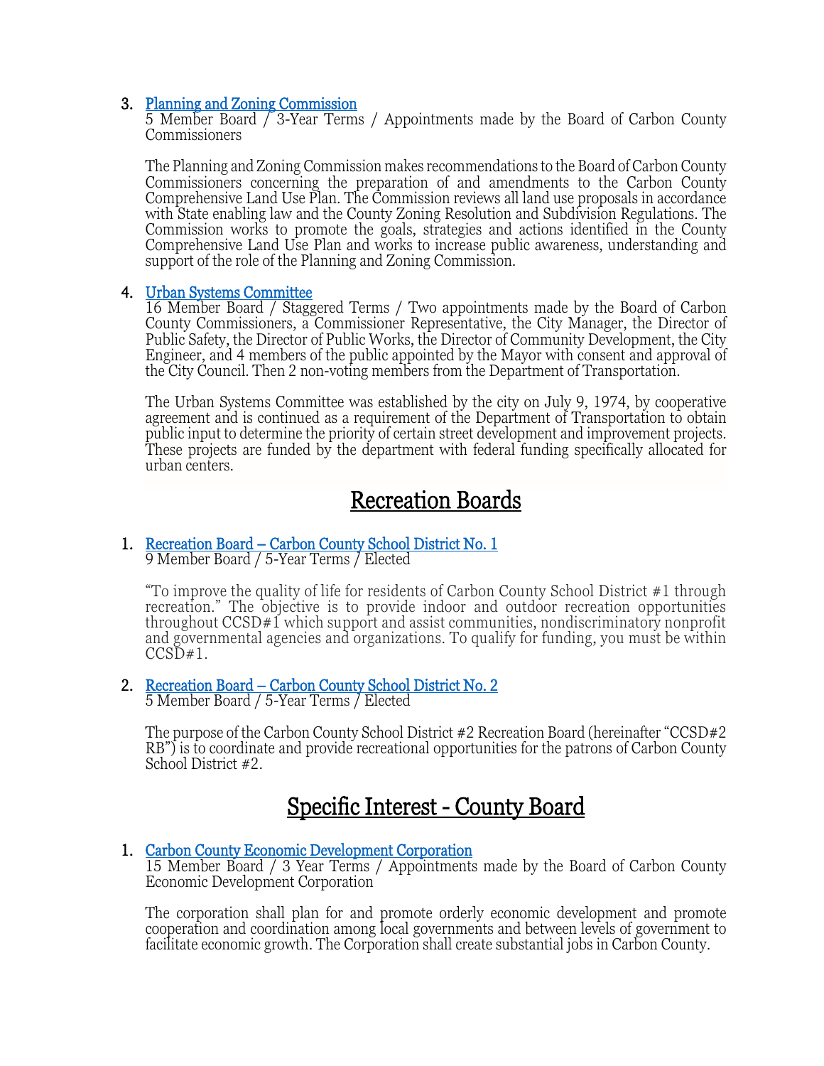3. [Planning and Zoning Commission]()
   5 Member Board / 3-Year Terms / Appointments made by the Board of Carbon County Commissioners

   The Planning and Zoning Commission makes recommendations to the Board of Carbon County Commissioners concerning the preparation of and amendments to the Carbon County Comprehensive Land Use Plan. The Commission reviews all land use proposals in accordance with State enabling law and the County Zoning Resolution and Subdivision Regulations. The Commission works to promote the goals, strategies and actions identified in the County Comprehensive Land Use Plan and works to increase public awareness, understanding and support of the role of the Planning and Zoning Commission.

4. [Urban Systems Committee]()
   16 Member Board / Staggered Terms / Two appointments made by the Board of Carbon County Commissioners, a Commissioner Representative, the City Manager, the Director of Public Safety, the Director of Public Works, the Director of Community Development, the City Engineer, and 4 members of the public appointed by the Mayor with consent and approval of the City Council. Then 2 non-voting members from the Department of Transportation.

   The Urban Systems Committee was established by the city on July 9, 1974, by cooperative agreement and is continued as a requirement of the Department of Transportation to obtain public input to determine the priority of certain street development and improvement projects. These projects are funded by the department with federal funding specifically allocated for urban centers.

## Recreation Boards

1. [Recreation Board – Carbon County School District No. 1]()
   9 Member Board / 5-Year Terms / Elected

   "To improve the quality of life for residents of Carbon County School District #1 through recreation." The objective is to provide indoor and outdoor recreation opportunities throughout CCSD#1 which support and assist communities, nondiscriminatory nonprofit and governmental agencies and organizations. To qualify for funding, you must be within CCSD#1.

2. [Recreation Board – Carbon County School District No. 2]()
   5 Member Board / 5-Year Terms / Elected

   The purpose of the Carbon County School District #2 Recreation Board (hereinafter "CCSD#2 RB") is to coordinate and provide recreational opportunities for the patrons of Carbon County School District #2.

## Specific Interest - County Board

1. [Carbon County Economic Development Corporation]()
   15 Member Board / 3 Year Terms / Appointments made by the Board of Carbon County Economic Development Corporation

   The corporation shall plan for and promote orderly economic development and promote cooperation and coordination among local governments and between levels of government to facilitate economic growth. The Corporation shall create substantial jobs in Carbon County.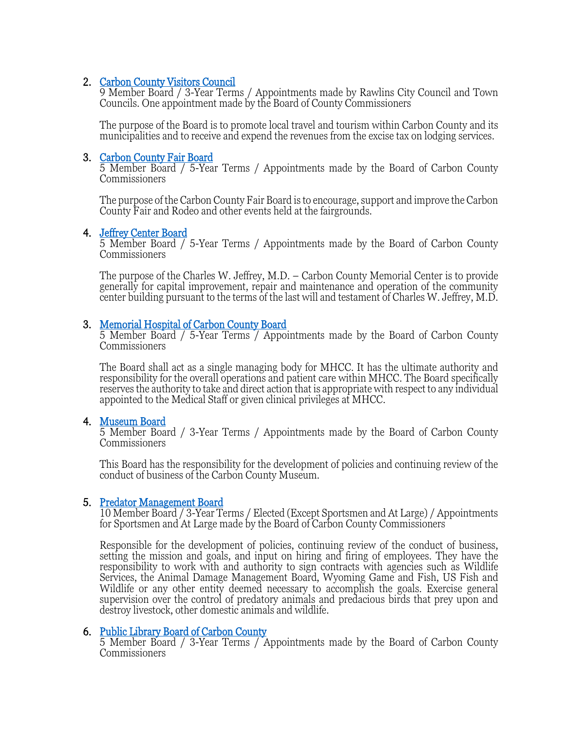2. Carbon County Visitors Council
   9 Member Board / 3-Year Terms / Appointments made by Rawlins City Council and Town Councils. One appointment made by the Board of County Commissioners

   The purpose of the Board is to promote local travel and tourism within Carbon County and its municipalities and to receive and expend the revenues from the excise tax on lodging services.

3. Carbon County Fair Board
   5 Member Board / 5-Year Terms / Appointments made by the Board of Carbon County Commissioners

   The purpose of the Carbon County Fair Board is to encourage, support and improve the Carbon County Fair and Rodeo and other events held at the fairgrounds.

4. Jeffrey Center Board
   5 Member Board / 5-Year Terms / Appointments made by the Board of Carbon County Commissioners

   The purpose of the Charles W. Jeffrey, M.D. – Carbon County Memorial Center is to provide generally for capital improvement, repair and maintenance and operation of the community center building pursuant to the terms of the last will and testament of Charles W. Jeffrey, M.D.

3. Memorial Hospital of Carbon County Board
   5 Member Board / 5-Year Terms / Appointments made by the Board of Carbon County Commissioners

   The Board shall act as a single managing body for MHCC. It has the ultimate authority and responsibility for the overall operations and patient care within MHCC. The Board specifically reserves the authority to take and direct action that is appropriate with respect to any individual appointed to the Medical Staff or given clinical privileges at MHCC.

4. Museum Board
   5 Member Board / 3-Year Terms / Appointments made by the Board of Carbon County Commissioners

   This Board has the responsibility for the development of policies and continuing review of the conduct of business of the Carbon County Museum.

5. Predator Management Board
   10 Member Board / 3-Year Terms / Elected (Except Sportsmen and At Large) / Appointments for Sportsmen and At Large made by the Board of Carbon County Commissioners

   Responsible for the development of policies, continuing review of the conduct of business, setting the mission and goals, and input on hiring and firing of employees. They have the responsibility to work with and authority to sign contracts with agencies such as Wildlife Services, the Animal Damage Management Board, Wyoming Game and Fish, US Fish and Wildlife or any other entity deemed necessary to accomplish the goals. Exercise general supervision over the control of predatory animals and predacious birds that prey upon and destroy livestock, other domestic animals and wildlife.

6. Public Library Board of Carbon County
   5 Member Board / 3-Year Terms / Appointments made by the Board of Carbon County Commissioners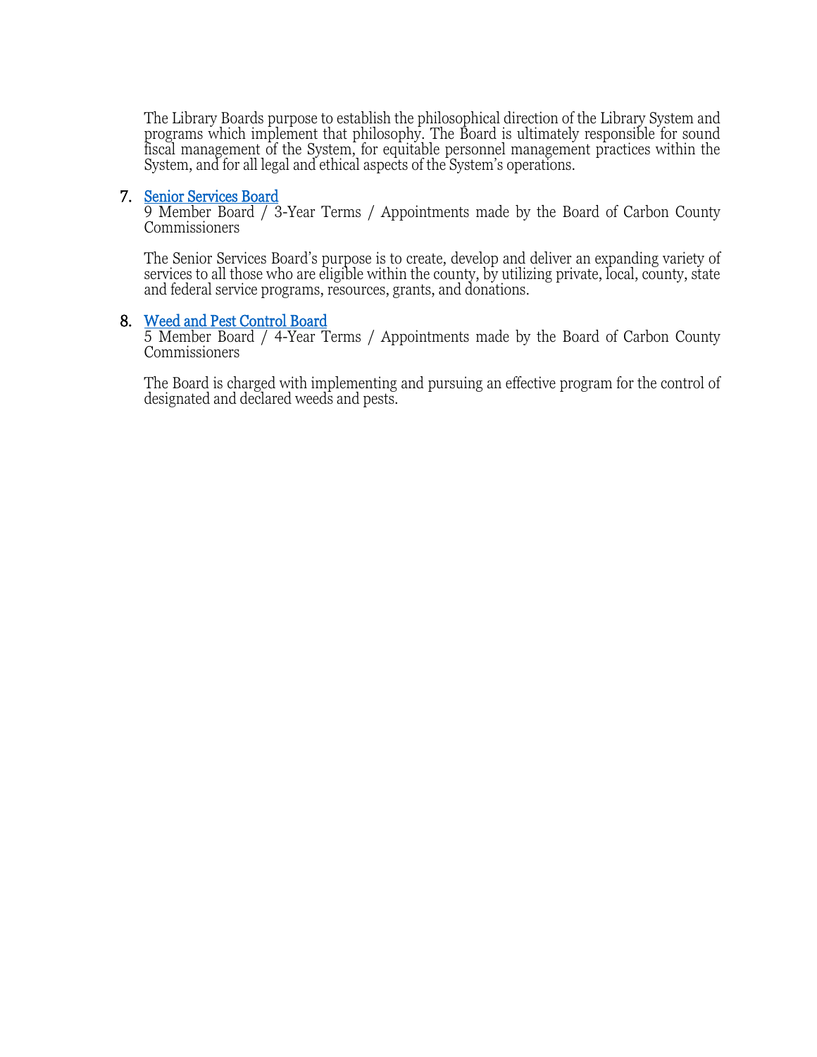The Library Boards purpose to establish the philosophical direction of the Library System and programs which implement that philosophy. The Board is ultimately responsible for sound fiscal management of the System, for equitable personnel management practices within the System, and for all legal and ethical aspects of the System's operations.

7. [Senior Services Board]
   9 Member Board / 3-Year Terms / Appointments made by the Board of Carbon County Commissioners

   The Senior Services Board's purpose is to create, develop and deliver an expanding variety of services to all those who are eligible within the county, by utilizing private, local, county, state and federal service programs, resources, grants, and donations.

8. [Weed and Pest Control Board]
   5 Member Board / 4-Year Terms / Appointments made by the Board of Carbon County Commissioners

   The Board is charged with implementing and pursuing an effective program for the control of designated and declared weeds and pests.